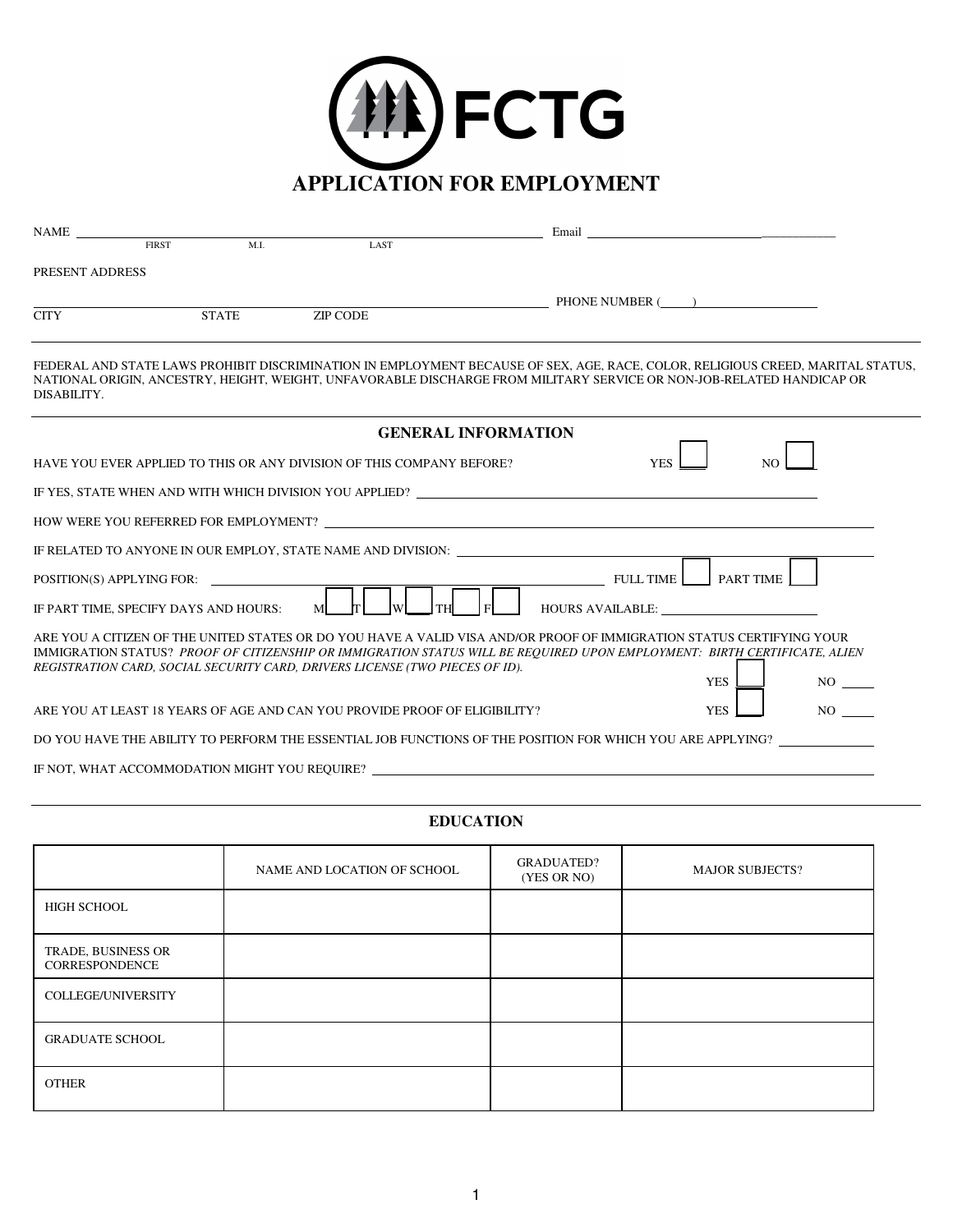FCTG

# APPLICATION FOR EMPLOYMENT

NAME ______________________________________________ Email ______________________________
FIRST M.I. LAST

PRESENT ADDRESS

______________________________________________ PHONE NUMBER ( ) ________________
CITY STATE ZIP CODE

FEDERAL AND STATE LAWS PROHIBIT DISCRIMINATION IN EMPLOYMENT BECAUSE OF SEX, AGE, RACE, COLOR, RELIGIOUS CREED, MARITAL STATUS, NATIONAL ORIGIN, ANCESTRY, HEIGHT, WEIGHT, UNFAVORABLE DISCHARGE FROM MILITARY SERVICE OR NON-JOB-RELATED HANDICAP OR DISABILITY.

## GENERAL INFORMATION

HAVE YOU EVER APPLIED TO THIS OR ANY DIVISION OF THIS COMPANY BEFORE? YES ☐ NO ☐

IF YES, STATE WHEN AND WITH WHICH DIVISION YOU APPLIED? ________________

HOW WERE YOU REFERRED FOR EMPLOYMENT? ________________

IF RELATED TO ANYONE IN OUR EMPLOY, STATE NAME AND DIVISION: ________________

POSITION(S) APPLYING FOR: ________________ FULL TIME ☐ PART TIME ☐

IF PART TIME, SPECIFY DAYS AND HOURS: M ☐ T ☐ W ☐ TH ☐ F ☐ HOURS AVAILABLE: ________________

ARE YOU A CITIZEN OF THE UNITED STATES OR DO YOU HAVE A VALID VISA AND/OR PROOF OF IMMIGRATION STATUS CERTIFYING YOUR IMMIGRATION STATUS? *PROOF OF CITIZENSHIP OR IMMIGRATION STATUS WILL BE REQUIRED UPON EMPLOYMENT: BIRTH CERTIFICATE, ALIEN REGISTRATION CARD, SOCIAL SECURITY CARD, DRIVERS LICENSE (TWO PIECES OF ID).* YES ☐ NO ____

ARE YOU AT LEAST 18 YEARS OF AGE AND CAN YOU PROVIDE PROOF OF ELIGIBILITY? YES ☐ NO ____

DO YOU HAVE THE ABILITY TO PERFORM THE ESSENTIAL JOB FUNCTIONS OF THE POSITION FOR WHICH YOU ARE APPLYING? ________

IF NOT, WHAT ACCOMMODATION MIGHT YOU REQUIRE? ________________

## EDUCATION

| | NAME AND LOCATION OF SCHOOL | GRADUATED? (YES OR NO) | MAJOR SUBJECTS? |
|---|---|---|---|
| HIGH SCHOOL | | | |
| TRADE, BUSINESS OR CORRESPONDENCE | | | |
| COLLEGE/UNIVERSITY | | | |
| GRADUATE SCHOOL | | | |
| OTHER | | | |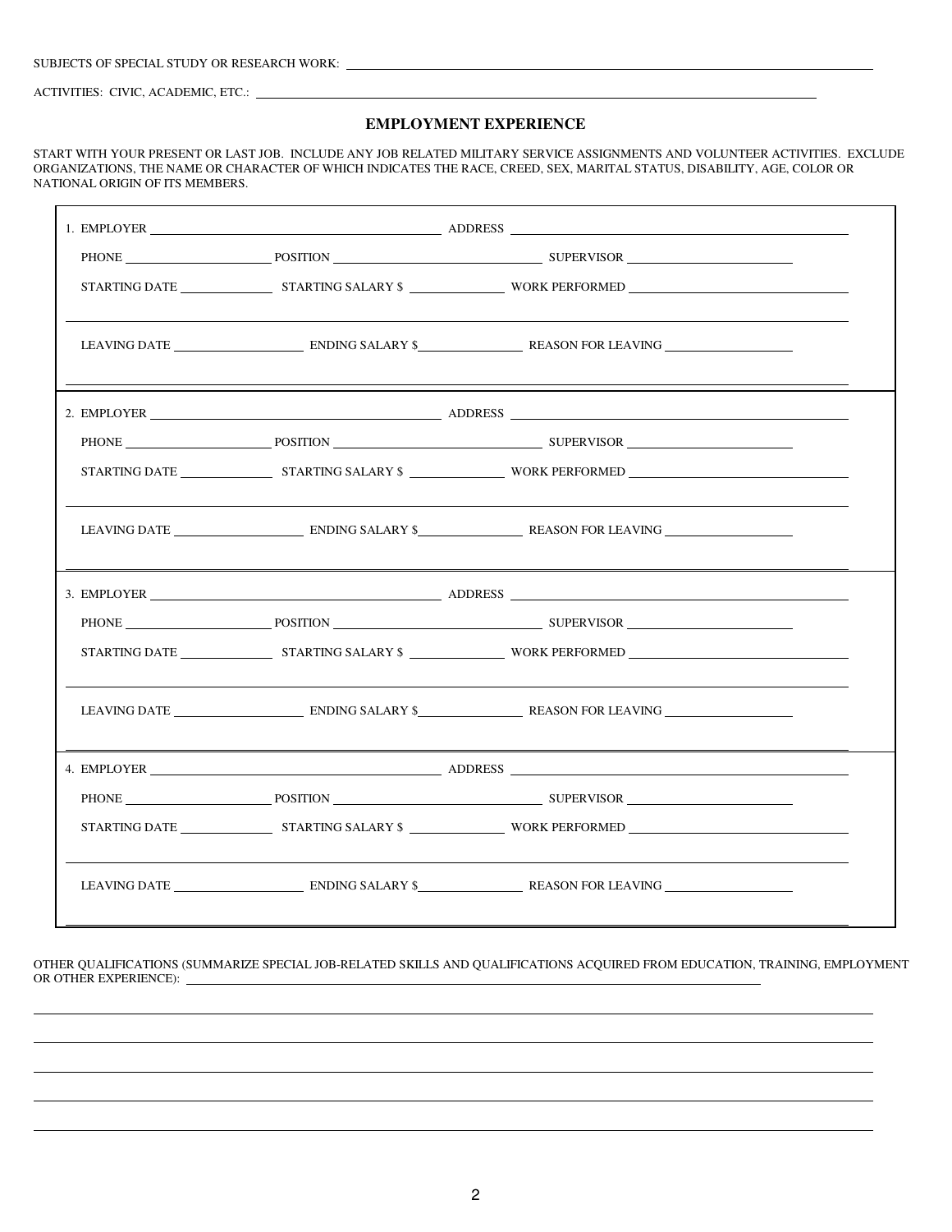SUBJECTS OF SPECIAL STUDY OR RESEARCH WORK: ______________________________

ACTIVITIES: CIVIC, ACADEMIC, ETC.: ______________________________

## EMPLOYMENT EXPERIENCE

START WITH YOUR PRESENT OR LAST JOB. INCLUDE ANY JOB RELATED MILITARY SERVICE ASSIGNMENTS AND VOLUNTEER ACTIVITIES. EXCLUDE ORGANIZATIONS, THE NAME OR CHARACTER OF WHICH INDICATES THE RACE, CREED, SEX, MARITAL STATUS, DISABILITY, AGE, COLOR OR NATIONAL ORIGIN OF ITS MEMBERS.

1. EMPLOYER ______________________ ADDRESS ______________________

   PHONE ______________ POSITION ______________________ SUPERVISOR ______________

   STARTING DATE __________ STARTING SALARY $ __________ WORK PERFORMED ______________________

   ______________________________________________________________

   LEAVING DATE ______________ ENDING SALARY $__________ REASON FOR LEAVING ______________

   ______________________________________________________________

2. EMPLOYER ______________________ ADDRESS ______________________

   PHONE ______________ POSITION ______________________ SUPERVISOR ______________

   STARTING DATE __________ STARTING SALARY $ __________ WORK PERFORMED ______________________

   ______________________________________________________________

   LEAVING DATE ______________ ENDING SALARY $__________ REASON FOR LEAVING ______________

   ______________________________________________________________

3. EMPLOYER ______________________ ADDRESS ______________________

   PHONE ______________ POSITION ______________________ SUPERVISOR ______________

   STARTING DATE __________ STARTING SALARY $ __________ WORK PERFORMED ______________________

   ______________________________________________________________

   LEAVING DATE ______________ ENDING SALARY $__________ REASON FOR LEAVING ______________

   ______________________________________________________________

4. EMPLOYER ______________________ ADDRESS ______________________

   PHONE ______________ POSITION ______________________ SUPERVISOR ______________

   STARTING DATE __________ STARTING SALARY $ __________ WORK PERFORMED ______________________

   ______________________________________________________________

   LEAVING DATE ______________ ENDING SALARY $__________ REASON FOR LEAVING ______________

   ______________________________________________________________

OTHER QUALIFICATIONS (SUMMARIZE SPECIAL JOB-RELATED SKILLS AND QUALIFICATIONS ACQUIRED FROM EDUCATION, TRAINING, EMPLOYMENT OR OTHER EXPERIENCE): ______________________________

______________________________________________________________

______________________________________________________________

______________________________________________________________

______________________________________________________________

______________________________________________________________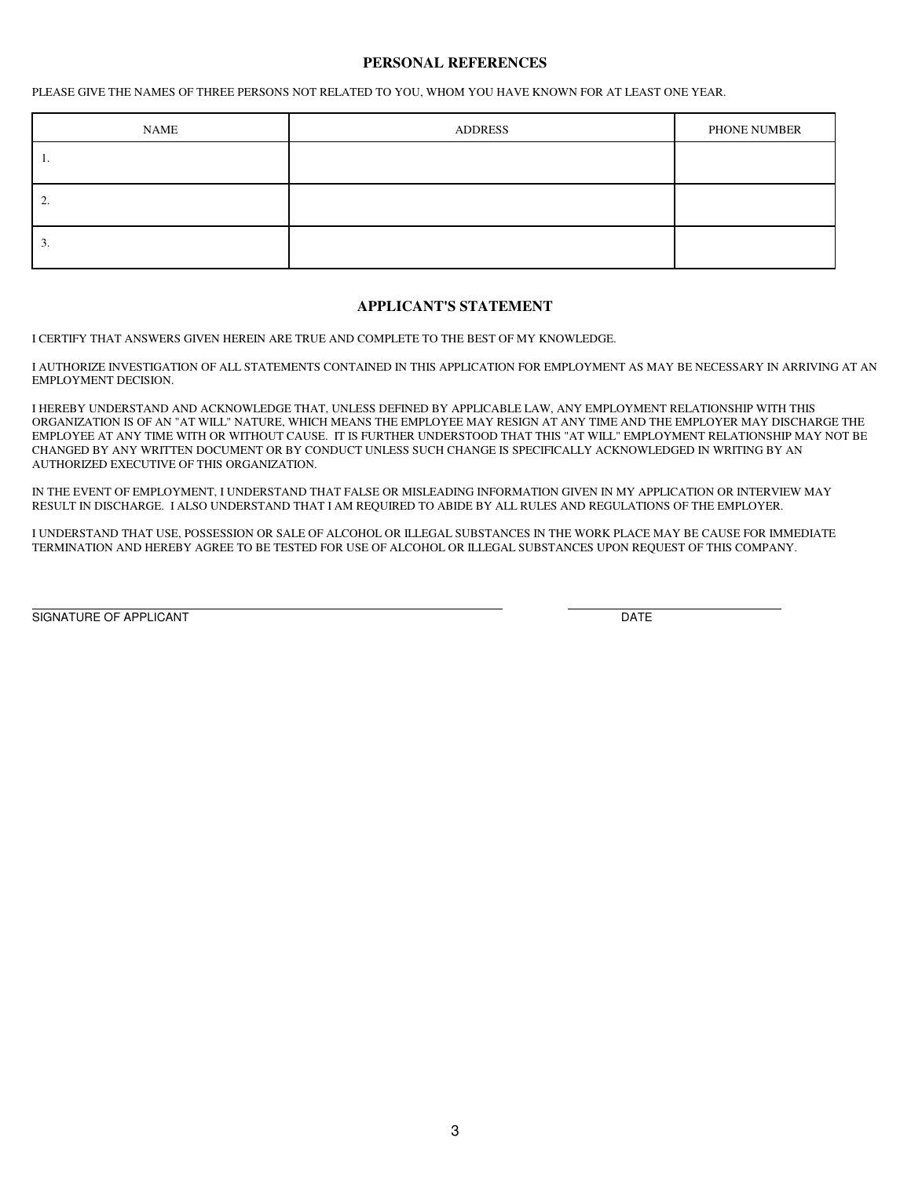## PERSONAL REFERENCES

PLEASE GIVE THE NAMES OF THREE PERSONS NOT RELATED TO YOU, WHOM YOU HAVE KNOWN FOR AT LEAST ONE YEAR.

| NAME | ADDRESS | PHONE NUMBER |
|---|---|---|
| 1. | | |
| 2. | | |
| 3. | | |

## APPLICANT'S STATEMENT

I CERTIFY THAT ANSWERS GIVEN HEREIN ARE TRUE AND COMPLETE TO THE BEST OF MY KNOWLEDGE.

I AUTHORIZE INVESTIGATION OF ALL STATEMENTS CONTAINED IN THIS APPLICATION FOR EMPLOYMENT AS MAY BE NECESSARY IN ARRIVING AT AN EMPLOYMENT DECISION.

I HEREBY UNDERSTAND AND ACKNOWLEDGE THAT, UNLESS DEFINED BY APPLICABLE LAW, ANY EMPLOYMENT RELATIONSHIP WITH THIS ORGANIZATION IS OF AN "AT WILL" NATURE, WHICH MEANS THE EMPLOYEE MAY RESIGN AT ANY TIME AND THE EMPLOYER MAY DISCHARGE THE EMPLOYEE AT ANY TIME WITH OR WITHOUT CAUSE. IT IS FURTHER UNDERSTOOD THAT THIS "AT WILL" EMPLOYMENT RELATIONSHIP MAY NOT BE CHANGED BY ANY WRITTEN DOCUMENT OR BY CONDUCT UNLESS SUCH CHANGE IS SPECIFICALLY ACKNOWLEDGED IN WRITING BY AN AUTHORIZED EXECUTIVE OF THIS ORGANIZATION.

IN THE EVENT OF EMPLOYMENT, I UNDERSTAND THAT FALSE OR MISLEADING INFORMATION GIVEN IN MY APPLICATION OR INTERVIEW MAY RESULT IN DISCHARGE. I ALSO UNDERSTAND THAT I AM REQUIRED TO ABIDE BY ALL RULES AND REGULATIONS OF THE EMPLOYER.

I UNDERSTAND THAT USE, POSSESSION OR SALE OF ALCOHOL OR ILLEGAL SUBSTANCES IN THE WORK PLACE MAY BE CAUSE FOR IMMEDIATE TERMINATION AND HEREBY AGREE TO BE TESTED FOR USE OF ALCOHOL OR ILLEGAL SUBSTANCES UPON REQUEST OF THIS COMPANY.

SIGNATURE OF APPLICANT ______________________________ DATE ______________